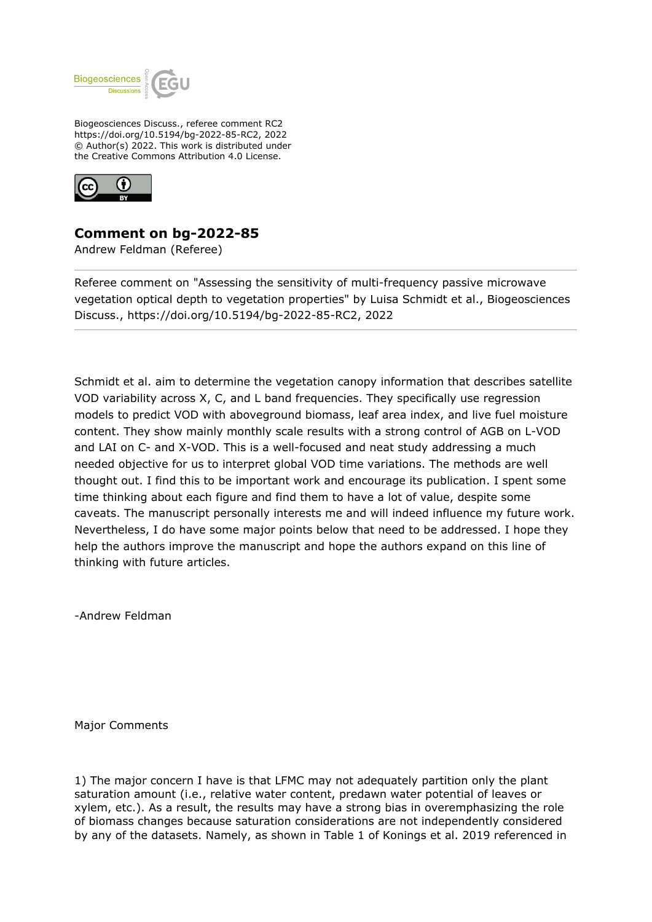Biogeosciences Discuss., referee comment RC2
https://doi.org/10.5194/bg-2022-85-RC2, 2022
© Author(s) 2022. This work is distributed under
the Creative Commons Attribution 4.0 License.

## Comment on bg-2022-85

Andrew Feldman (Referee)

Referee comment on "Assessing the sensitivity of multi-frequency passive microwave vegetation optical depth to vegetation properties" by Luisa Schmidt et al., Biogeosciences Discuss., https://doi.org/10.5194/bg-2022-85-RC2, 2022

---

Schmidt et al. aim to determine the vegetation canopy information that describes satellite VOD variability across X, C, and L band frequencies. They specifically use regression models to predict VOD with aboveground biomass, leaf area index, and live fuel moisture content. They show mainly monthly scale results with a strong control of AGB on L-VOD and LAI on C- and X-VOD. This is a well-focused and neat study addressing a much needed objective for us to interpret global VOD time variations. The methods are well thought out. I find this to be important work and encourage its publication. I spent some time thinking about each figure and find them to have a lot of value, despite some caveats. The manuscript personally interests me and will indeed influence my future work. Nevertheless, I do have some major points below that need to be addressed. I hope they help the authors improve the manuscript and hope the authors expand on this line of thinking with future articles.

-Andrew Feldman

Major Comments

1) The major concern I have is that LFMC may not adequately partition only the plant saturation amount (i.e., relative water content, predawn water potential of leaves or xylem, etc.). As a result, the results may have a strong bias in overemphasizing the role of biomass changes because saturation considerations are not independently considered by any of the datasets. Namely, as shown in Table 1 of Konings et al. 2019 referenced in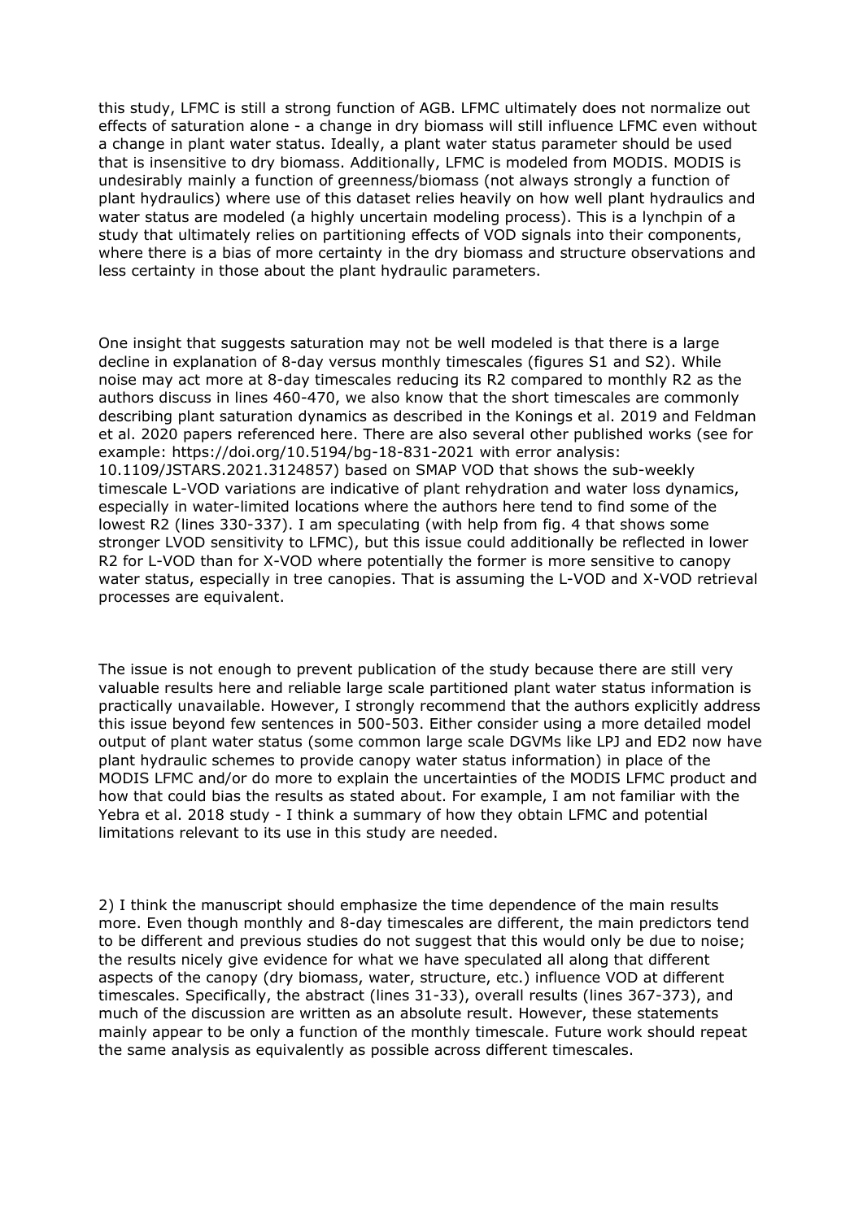this study, LFMC is still a strong function of AGB. LFMC ultimately does not normalize out effects of saturation alone - a change in dry biomass will still influence LFMC even without a change in plant water status. Ideally, a plant water status parameter should be used that is insensitive to dry biomass. Additionally, LFMC is modeled from MODIS. MODIS is undesirably mainly a function of greenness/biomass (not always strongly a function of plant hydraulics) where use of this dataset relies heavily on how well plant hydraulics and water status are modeled (a highly uncertain modeling process). This is a lynchpin of a study that ultimately relies on partitioning effects of VOD signals into their components, where there is a bias of more certainty in the dry biomass and structure observations and less certainty in those about the plant hydraulic parameters.

One insight that suggests saturation may not be well modeled is that there is a large decline in explanation of 8-day versus monthly timescales (figures S1 and S2). While noise may act more at 8-day timescales reducing its R2 compared to monthly R2 as the authors discuss in lines 460-470, we also know that the short timescales are commonly describing plant saturation dynamics as described in the Konings et al. 2019 and Feldman et al. 2020 papers referenced here. There are also several other published works (see for example: https://doi.org/10.5194/bg-18-831-2021 with error analysis: 10.1109/JSTARS.2021.3124857) based on SMAP VOD that shows the sub-weekly timescale L-VOD variations are indicative of plant rehydration and water loss dynamics, especially in water-limited locations where the authors here tend to find some of the lowest R2 (lines 330-337). I am speculating (with help from fig. 4 that shows some stronger LVOD sensitivity to LFMC), but this issue could additionally be reflected in lower R2 for L-VOD than for X-VOD where potentially the former is more sensitive to canopy water status, especially in tree canopies. That is assuming the L-VOD and X-VOD retrieval processes are equivalent.

The issue is not enough to prevent publication of the study because there are still very valuable results here and reliable large scale partitioned plant water status information is practically unavailable. However, I strongly recommend that the authors explicitly address this issue beyond few sentences in 500-503. Either consider using a more detailed model output of plant water status (some common large scale DGVMs like LPJ and ED2 now have plant hydraulic schemes to provide canopy water status information) in place of the MODIS LFMC and/or do more to explain the uncertainties of the MODIS LFMC product and how that could bias the results as stated about. For example, I am not familiar with the Yebra et al. 2018 study - I think a summary of how they obtain LFMC and potential limitations relevant to its use in this study are needed.

2) I think the manuscript should emphasize the time dependence of the main results more. Even though monthly and 8-day timescales are different, the main predictors tend to be different and previous studies do not suggest that this would only be due to noise; the results nicely give evidence for what we have speculated all along that different aspects of the canopy (dry biomass, water, structure, etc.) influence VOD at different timescales. Specifically, the abstract (lines 31-33), overall results (lines 367-373), and much of the discussion are written as an absolute result. However, these statements mainly appear to be only a function of the monthly timescale. Future work should repeat the same analysis as equivalently as possible across different timescales.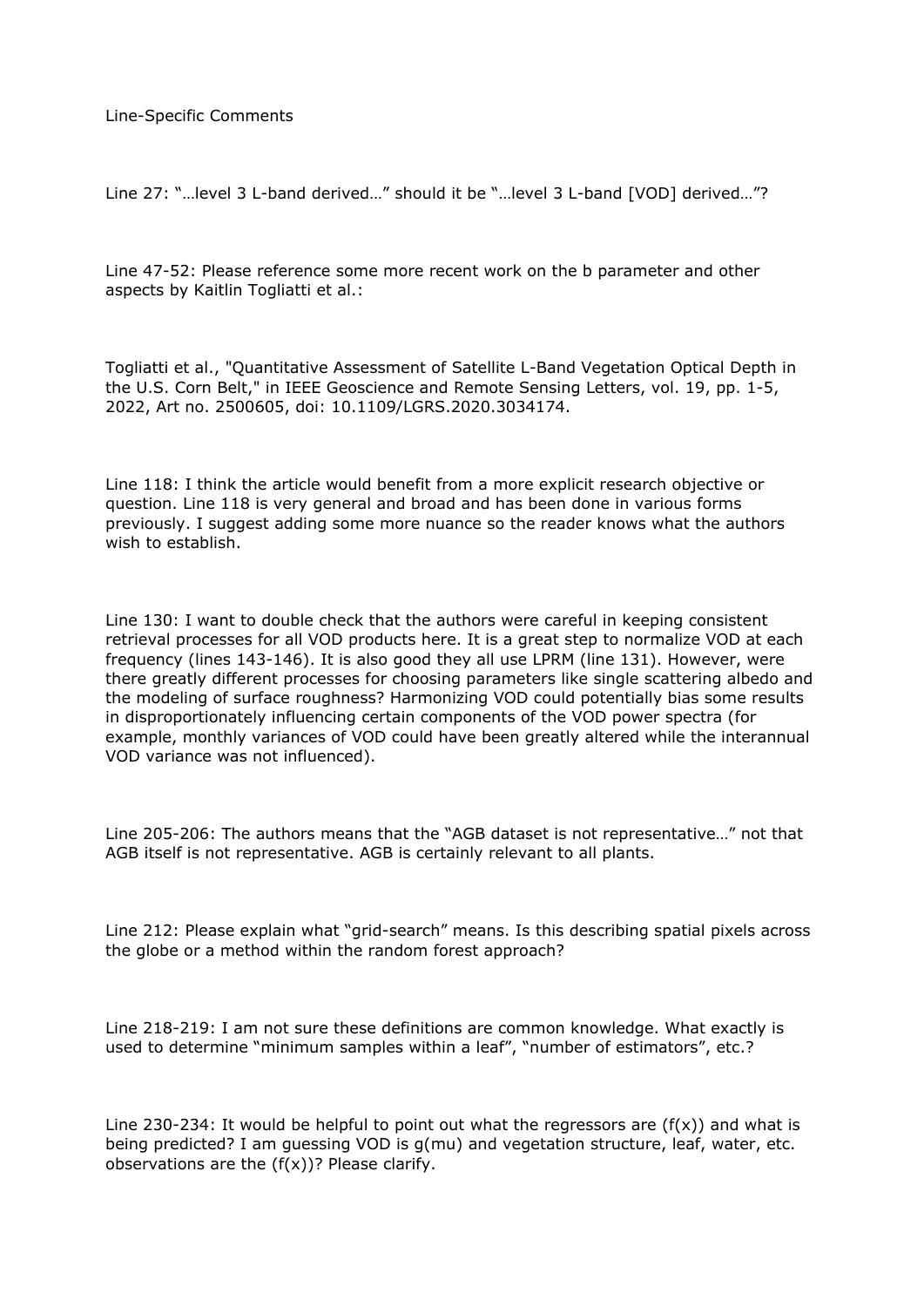Line-Specific Comments

Line 27: "…level 3 L-band derived…" should it be "…level 3 L-band [VOD] derived…"?

Line 47-52: Please reference some more recent work on the b parameter and other aspects by Kaitlin Togliatti et al.:

Togliatti et al., "Quantitative Assessment of Satellite L-Band Vegetation Optical Depth in the U.S. Corn Belt," in IEEE Geoscience and Remote Sensing Letters, vol. 19, pp. 1-5, 2022, Art no. 2500605, doi: 10.1109/LGRS.2020.3034174.

Line 118: I think the article would benefit from a more explicit research objective or question. Line 118 is very general and broad and has been done in various forms previously. I suggest adding some more nuance so the reader knows what the authors wish to establish.

Line 130: I want to double check that the authors were careful in keeping consistent retrieval processes for all VOD products here. It is a great step to normalize VOD at each frequency (lines 143-146). It is also good they all use LPRM (line 131). However, were there greatly different processes for choosing parameters like single scattering albedo and the modeling of surface roughness? Harmonizing VOD could potentially bias some results in disproportionately influencing certain components of the VOD power spectra (for example, monthly variances of VOD could have been greatly altered while the interannual VOD variance was not influenced).

Line 205-206: The authors means that the "AGB dataset is not representative…" not that AGB itself is not representative. AGB is certainly relevant to all plants.

Line 212: Please explain what "grid-search" means. Is this describing spatial pixels across the globe or a method within the random forest approach?

Line 218-219: I am not sure these definitions are common knowledge. What exactly is used to determine "minimum samples within a leaf", "number of estimators", etc.?

Line 230-234: It would be helpful to point out what the regressors are ($f(x)$) and what is being predicted? I am guessing VOD is $g(mu)$ and vegetation structure, leaf, water, etc. observations are the ($f(x)$)? Please clarify.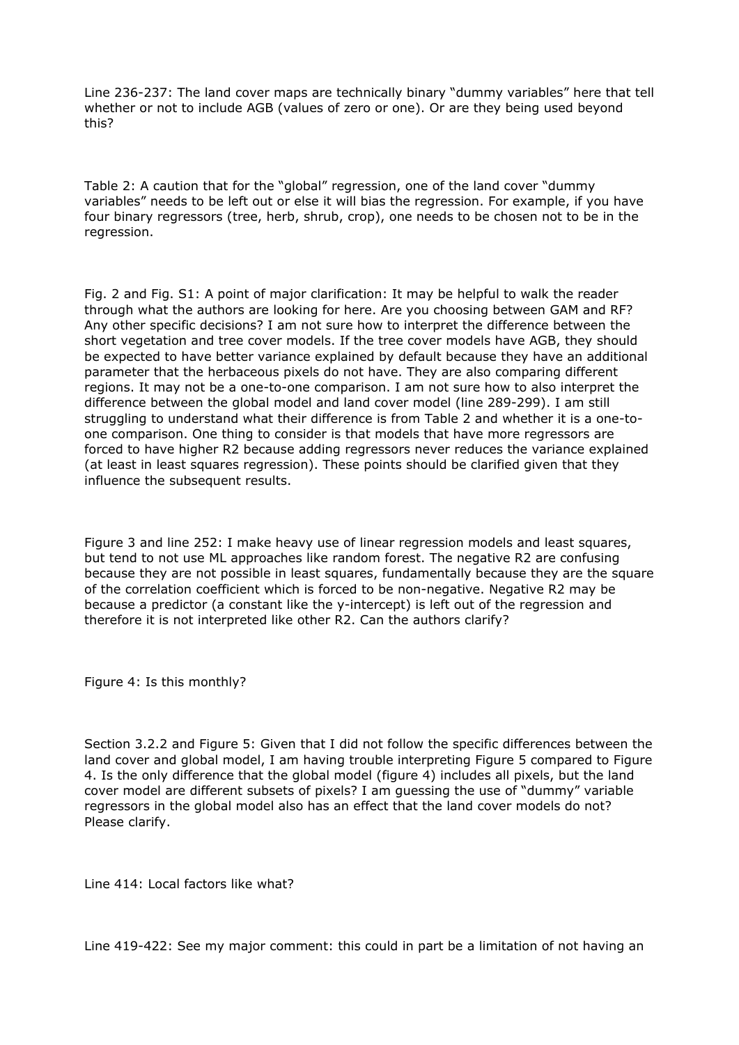Line 236-237: The land cover maps are technically binary "dummy variables" here that tell whether or not to include AGB (values of zero or one). Or are they being used beyond this?

Table 2: A caution that for the "global" regression, one of the land cover "dummy variables" needs to be left out or else it will bias the regression. For example, if you have four binary regressors (tree, herb, shrub, crop), one needs to be chosen not to be in the regression.

Fig. 2 and Fig. S1: A point of major clarification: It may be helpful to walk the reader through what the authors are looking for here. Are you choosing between GAM and RF? Any other specific decisions? I am not sure how to interpret the difference between the short vegetation and tree cover models. If the tree cover models have AGB, they should be expected to have better variance explained by default because they have an additional parameter that the herbaceous pixels do not have. They are also comparing different regions. It may not be a one-to-one comparison. I am not sure how to also interpret the difference between the global model and land cover model (line 289-299). I am still struggling to understand what their difference is from Table 2 and whether it is a one-to-one comparison. One thing to consider is that models that have more regressors are forced to have higher R2 because adding regressors never reduces the variance explained (at least in least squares regression). These points should be clarified given that they influence the subsequent results.

Figure 3 and line 252: I make heavy use of linear regression models and least squares, but tend to not use ML approaches like random forest. The negative R2 are confusing because they are not possible in least squares, fundamentally because they are the square of the correlation coefficient which is forced to be non-negative. Negative R2 may be because a predictor (a constant like the y-intercept) is left out of the regression and therefore it is not interpreted like other R2. Can the authors clarify?

Figure 4: Is this monthly?

Section 3.2.2 and Figure 5: Given that I did not follow the specific differences between the land cover and global model, I am having trouble interpreting Figure 5 compared to Figure 4. Is the only difference that the global model (figure 4) includes all pixels, but the land cover model are different subsets of pixels? I am guessing the use of "dummy" variable regressors in the global model also has an effect that the land cover models do not? Please clarify.

Line 414: Local factors like what?

Line 419-422: See my major comment: this could in part be a limitation of not having an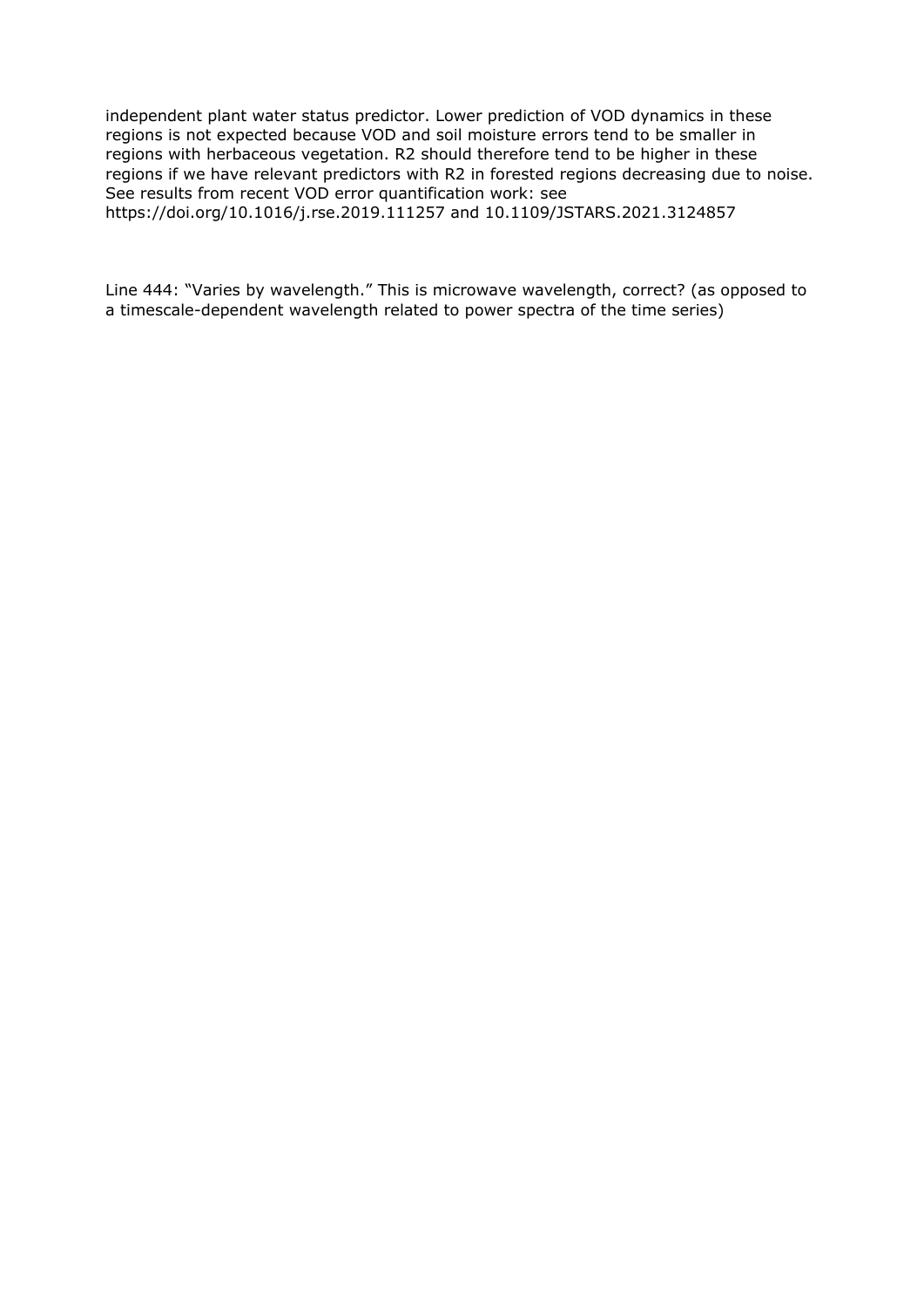independent plant water status predictor. Lower prediction of VOD dynamics in these regions is not expected because VOD and soil moisture errors tend to be smaller in regions with herbaceous vegetation. R2 should therefore tend to be higher in these regions if we have relevant predictors with R2 in forested regions decreasing due to noise. See results from recent VOD error quantification work: see https://doi.org/10.1016/j.rse.2019.111257 and 10.1109/JSTARS.2021.3124857

Line 444: "Varies by wavelength." This is microwave wavelength, correct? (as opposed to a timescale-dependent wavelength related to power spectra of the time series)